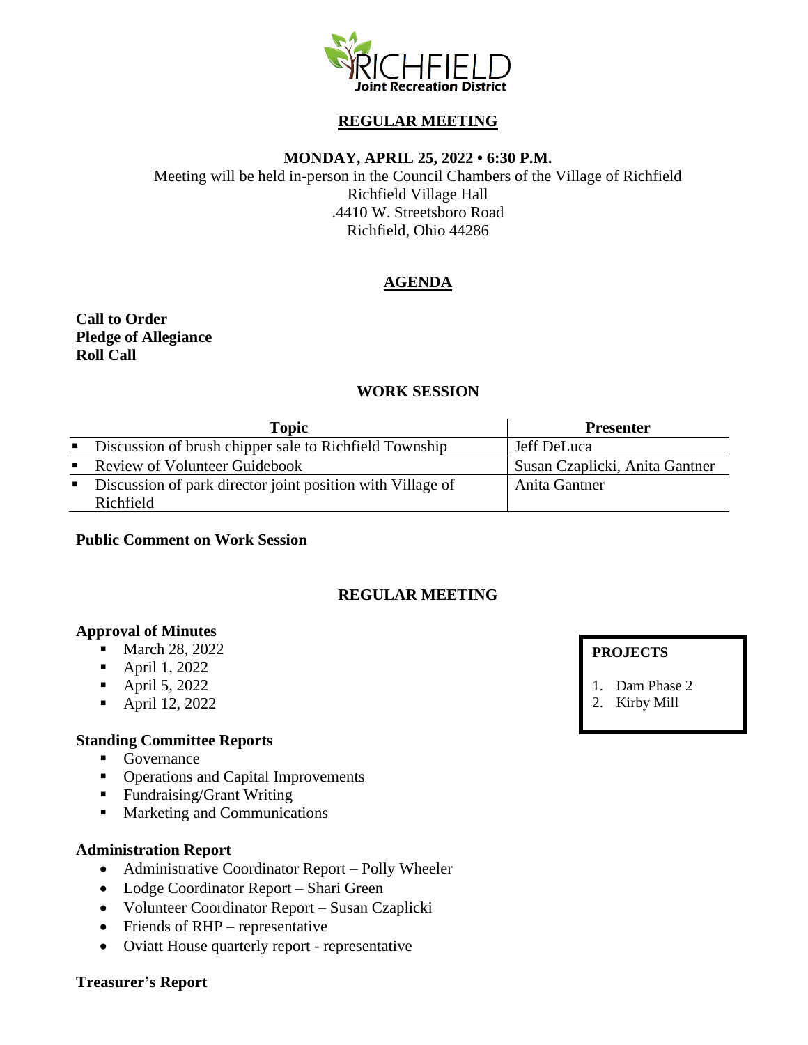RICHFIELD
Joint Recreation District

# REGULAR MEETING

**MONDAY, APRIL 25, 2022 • 6:30 P.M.**

Meeting will be held in-person in the Council Chambers of the Village of Richfield
Richfield Village Hall
.4410 W. Streetsboro Road
Richfield, Ohio 44286

## AGENDA

**Call to Order**
**Pledge of Allegiance**
**Roll Call**

### WORK SESSION

| Topic | Presenter |
|---|---|
| ▪ Discussion of brush chipper sale to Richfield Township | Jeff DeLuca |
| ▪ Review of Volunteer Guidebook | Susan Czaplicki, Anita Gantner |
| ▪ Discussion of park director joint position with Village of Richfield | Anita Gantner |

**Public Comment on Work Session**

### REGULAR MEETING

**Approval of Minutes**

- March 28, 2022
- April 1, 2022
- April 5, 2022
- April 12, 2022

**PROJECTS**

1. Dam Phase 2
2. Kirby Mill

**Standing Committee Reports**

- Governance
- Operations and Capital Improvements
- Fundraising/Grant Writing
- Marketing and Communications

**Administration Report**

- Administrative Coordinator Report – Polly Wheeler
- Lodge Coordinator Report – Shari Green
- Volunteer Coordinator Report – Susan Czaplicki
- Friends of RHP – representative
- Oviatt House quarterly report - representative

**Treasurer's Report**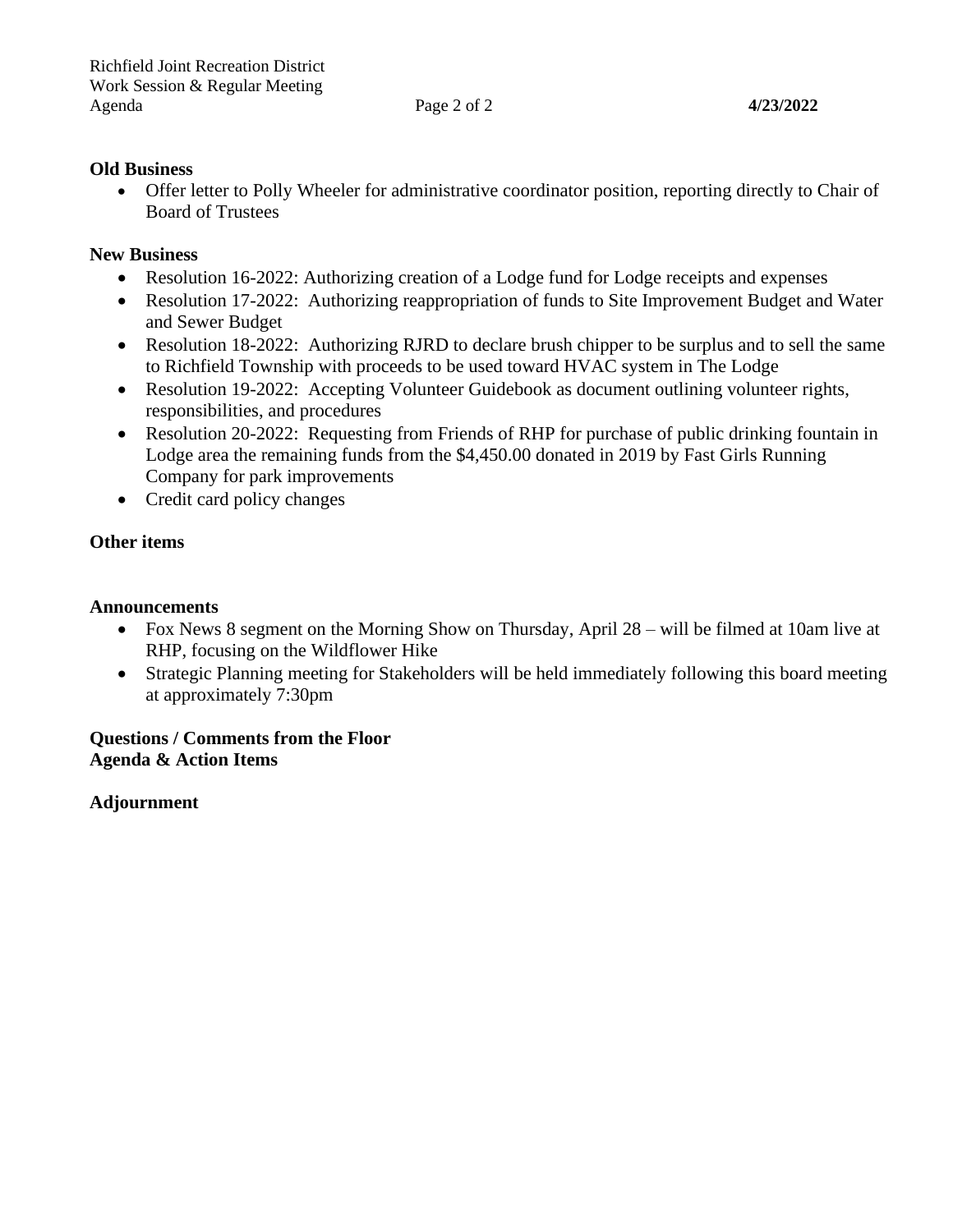**Old Business**

- Offer letter to Polly Wheeler for administrative coordinator position, reporting directly to Chair of Board of Trustees

**New Business**

- Resolution 16-2022: Authorizing creation of a Lodge fund for Lodge receipts and expenses
- Resolution 17-2022: Authorizing reappropriation of funds to Site Improvement Budget and Water and Sewer Budget
- Resolution 18-2022: Authorizing RJRD to declare brush chipper to be surplus and to sell the same to Richfield Township with proceeds to be used toward HVAC system in The Lodge
- Resolution 19-2022: Accepting Volunteer Guidebook as document outlining volunteer rights, responsibilities, and procedures
- Resolution 20-2022: Requesting from Friends of RHP for purchase of public drinking fountain in Lodge area the remaining funds from the $4,450.00 donated in 2019 by Fast Girls Running Company for park improvements
- Credit card policy changes

**Other items**

**Announcements**

- Fox News 8 segment on the Morning Show on Thursday, April 28 – will be filmed at 10am live at RHP, focusing on the Wildflower Hike
- Strategic Planning meeting for Stakeholders will be held immediately following this board meeting at approximately 7:30pm

**Questions / Comments from the Floor**
**Agenda & Action Items**

**Adjournment**